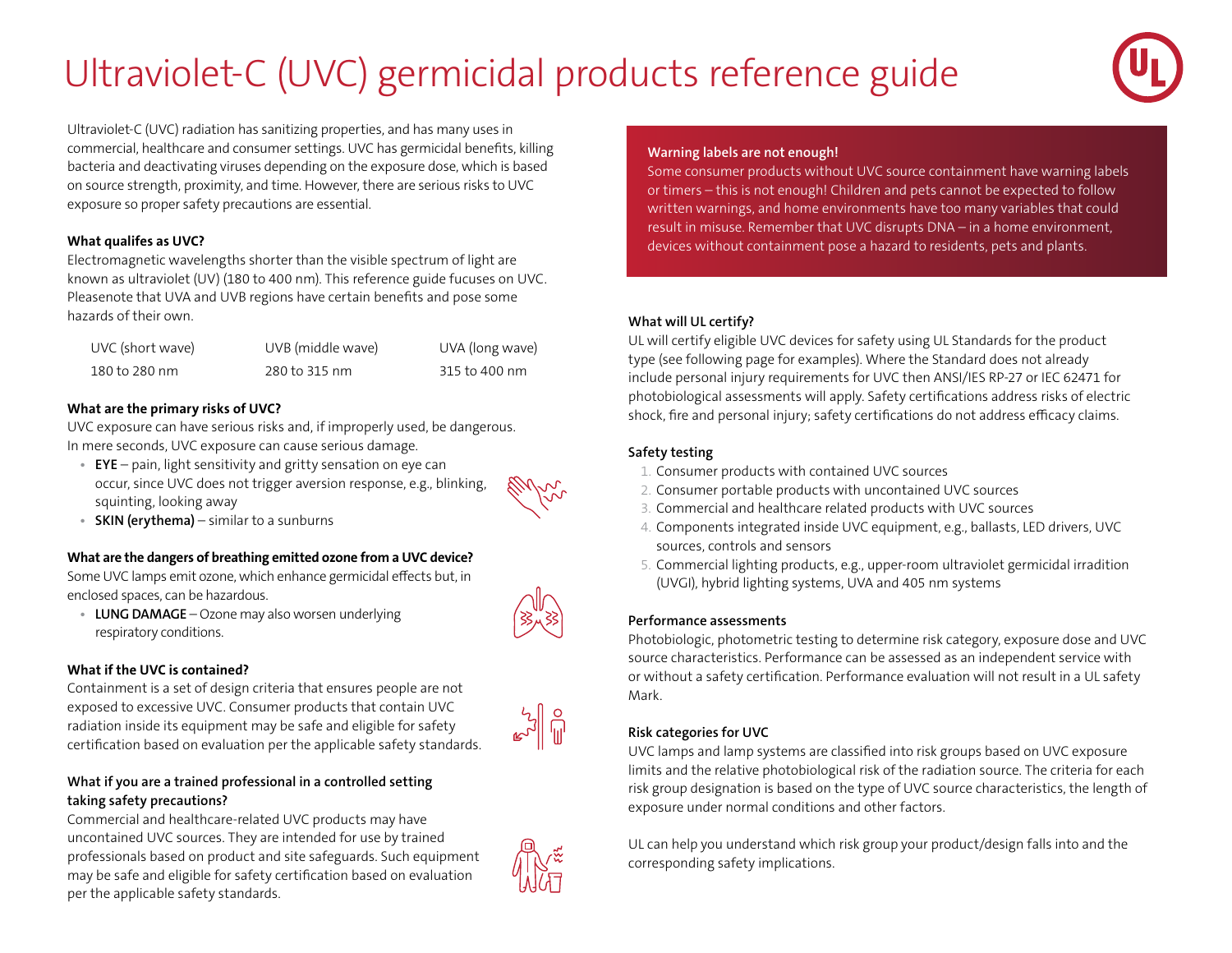# Ultraviolet-C (UVC) germicidal products reference guide

Ultraviolet-C (UVC) radiation has sanitizing properties, and has many uses in commercial, healthcare and consumer settings. UVC has germicidal benefits, killing bacteria and deactivating viruses depending on the exposure dose, which is based on source strength, proximity, and time. However, there are serious risks to UVC exposure so proper safety precautions are essential.

### What qualifes as UVC?

Electromagnetic wavelengths shorter than the visible spectrum of light are known as ultraviolet (UV) (180 to 400 nm). This reference guide fucuses on UVC. Pleasenote that UVA and UVB regions have certain benefits and pose some hazards of their own.

| UVC (short wave) | UVB (middle wave) | UVA (long wave) |
|---|---|---|
| 180 to 280 nm | 280 to 315 nm | 315 to 400 nm |

### What are the primary risks of UVC?

UVC exposure can have serious risks and, if improperly used, be dangerous. In mere seconds, UVC exposure can cause serious damage.

- **EYE** – pain, light sensitivity and gritty sensation on eye can occur, since UVC does not trigger aversion response, e.g., blinking, squinting, looking away
- **SKIN (erythema)** – similar to a sunburns

### What are the dangers of breathing emitted ozone from a UVC device?

Some UVC lamps emit ozone, which enhance germicidal effects but, in enclosed spaces, can be hazardous.

- **LUNG DAMAGE** – Ozone may also worsen underlying respiratory conditions.

### What if the UVC is contained?

Containment is a set of design criteria that ensures people are not exposed to excessive UVC. Consumer products that contain UVC radiation inside its equipment may be safe and eligible for safety certification based on evaluation per the applicable safety standards.

### What if you are a trained professional in a controlled setting taking safety precautions?

Commercial and healthcare-related UVC products may have uncontained UVC sources. They are intended for use by trained professionals based on product and site safeguards. Such equipment may be safe and eligible for safety certification based on evaluation per the applicable safety standards.

**Warning labels are not enough!**

Some consumer products without UVC source containment have warning labels or timers – this is not enough! Children and pets cannot be expected to follow written warnings, and home environments have too many variables that could result in misuse. Remember that UVC disrupts DNA – in a home environment, devices without containment pose a hazard to residents, pets and plants.

### What will UL certify?

UL will certify eligible UVC devices for safety using UL Standards for the product type (see following page for examples). Where the Standard does not already include personal injury requirements for UVC then ANSI/IES RP-27 or IEC 62471 for photobiological assessments will apply. Safety certifications address risks of electric shock, fire and personal injury; safety certifications do not address efficacy claims.

### Safety testing

1. Consumer products with contained UVC sources
2. Consumer portable products with uncontained UVC sources
3. Commercial and healthcare related products with UVC sources
4. Components integrated inside UVC equipment, e.g., ballasts, LED drivers, UVC sources, controls and sensors
5. Commercial lighting products, e.g., upper-room ultraviolet germicidal irradiation (UVGI), hybrid lighting systems, UVA and 405 nm systems

### Performance assessments

Photobiologic, photometric testing to determine risk category, exposure dose and UVC source characteristics. Performance can be assessed as an independent service with or without a safety certification. Performance evaluation will not result in a UL safety Mark.

### Risk categories for UVC

UVC lamps and lamp systems are classified into risk groups based on UVC exposure limits and the relative photobiological risk of the radiation source. The criteria for each risk group designation is based on the type of UVC source characteristics, the length of exposure under normal conditions and other factors.

UL can help you understand which risk group your product/design falls into and the corresponding safety implications.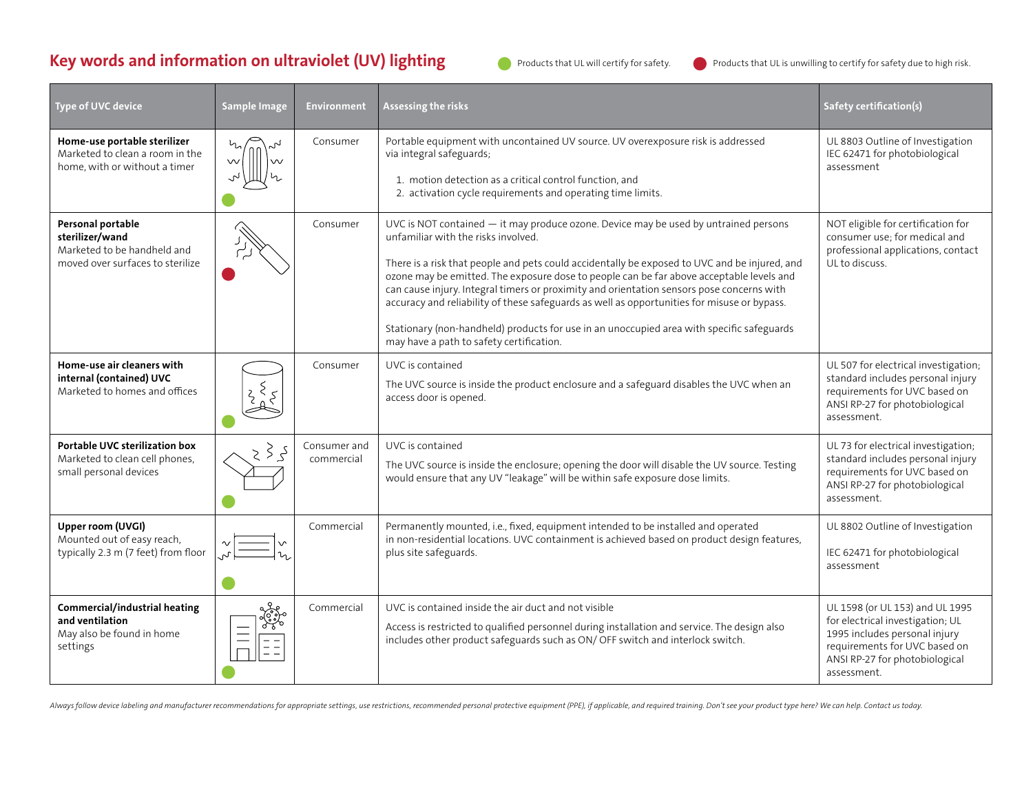## Key words and information on ultraviolet (UV) lighting

Green dot: Products that UL will certify for safety. Red dot: Products that UL is unwilling to certify for safety due to high risk.

| Type of UVC device | Sample Image | Environment | Assessing the risks | Safety certification(s) |
|---|---|---|---|---|
| **Home-use portable sterilizer** Marketed to clean a room in the home, with or without a timer | (green) | Consumer | Portable equipment with uncontained UV source. UV overexposure risk is addressed via integral safeguards; 1. motion detection as a critical control function, and 2. activation cycle requirements and operating time limits. | UL 8803 Outline of Investigation IEC 62471 for photobiological assessment |
| **Personal portable sterilizer/wand** Marketed to be handheld and moved over surfaces to sterilize | (red) | Consumer | UVC is NOT contained — it may produce ozone. Device may be used by untrained persons unfamiliar with the risks involved. There is a risk that people and pets could accidentally be exposed to UVC and be injured, and ozone may be emitted. The exposure dose to people can be far above acceptable levels and can cause injury. Integral timers or proximity and orientation sensors pose concerns with accuracy and reliability of these safeguards as well as opportunities for misuse or bypass. Stationary (non-handheld) products for use in an unoccupied area with specific safeguards may have a path to safety certification. | NOT eligible for certification for consumer use; for medical and professional applications, contact UL to discuss. |
| **Home-use air cleaners with internal (contained) UVC** Marketed to homes and offices | (green) | Consumer | UVC is contained The UVC source is inside the product enclosure and a safeguard disables the UVC when an access door is opened. | UL 507 for electrical investigation; standard includes personal injury requirements for UVC based on ANSI RP-27 for photobiological assessment. |
| **Portable UVC sterilization box** Marketed to clean cell phones, small personal devices | (green) | Consumer and commercial | UVC is contained The UVC source is inside the enclosure; opening the door will disable the UV source. Testing would ensure that any UV "leakage" will be within safe exposure dose limits. | UL 73 for electrical investigation; standard includes personal injury requirements for UVC based on ANSI RP-27 for photobiological assessment. |
| **Upper room (UVGI)** Mounted out of easy reach, typically 2.3 m (7 feet) from floor | (green) | Commercial | Permanently mounted, i.e., fixed, equipment intended to be installed and operated in non-residential locations. UVC containment is achieved based on product design features, plus site safeguards. | UL 8802 Outline of Investigation IEC 62471 for photobiological assessment |
| **Commercial/industrial heating and ventilation** May also be found in home settings | (green) | Commercial | UVC is contained inside the air duct and not visible Access is restricted to qualified personnel during installation and service. The design also includes other product safeguards such as ON/ OFF switch and interlock switch. | UL 1598 (or UL 153) and UL 1995 for electrical investigation; UL 1995 includes personal injury requirements for UVC based on ANSI RP-27 for photobiological assessment. |

*Always follow device labeling and manufacturer recommendations for appropriate settings, use restrictions, recommended personal protective equipment (PPE), if applicable, and required training. Don't see your product type here? We can help. Contact us today.*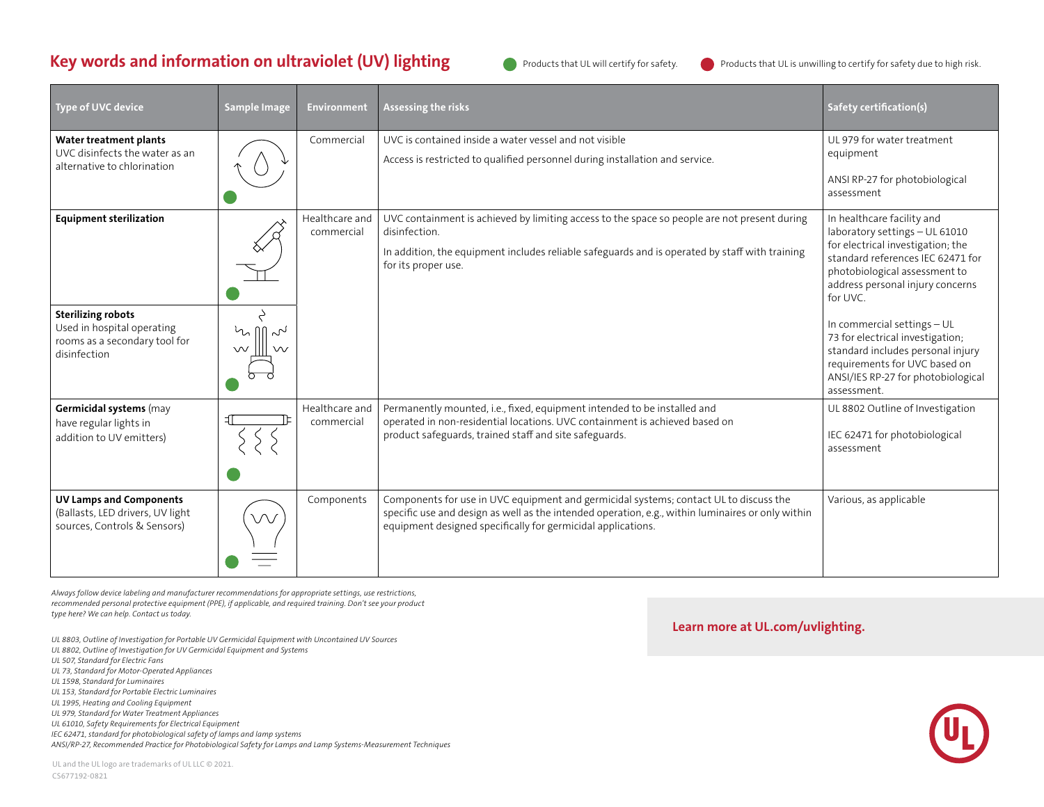# Key words and information on ultraviolet (UV) lighting

● Products that UL will certify for safety. ● Products that UL is unwilling to certify for safety due to high risk.

| Type of UVC device | Sample Image | Environment | Assessing the risks | Safety certification(s) |
|---|---|---|---|---|
| **Water treatment plants** UVC disinfects the water as an alternative to chlorination | ● | Commercial | UVC is contained inside a water vessel and not visible<br><br>Access is restricted to qualified personnel during installation and service. | UL 979 for water treatment equipment<br><br>ANSI RP-27 for photobiological assessment |
| **Equipment sterilization** | ● | Healthcare and commercial | UVC containment is achieved by limiting access to the space so people are not present during disinfection.<br><br>In addition, the equipment includes reliable safeguards and is operated by staff with training for its proper use. | In healthcare facility and laboratory settings – UL 61010 for electrical investigation; the standard references IEC 62471 for photobiological assessment to address personal injury concerns for UVC.<br><br>In commercial settings – UL 73 for electrical investigation; standard includes personal injury requirements for UVC based on ANSI/IES RP-27 for photobiological assessment. |
| **Sterilizing robots** Used in hospital operating rooms as a secondary tool for disinfection | ● | | | |
| **Germicidal systems** (may have regular lights in addition to UV emitters) | ● | Healthcare and commercial | Permanently mounted, i.e., fixed, equipment intended to be installed and operated in non-residential locations. UVC containment is achieved based on product safeguards, trained staff and site safeguards. | UL 8802 Outline of Investigation<br><br>IEC 62471 for photobiological assessment |
| **UV Lamps and Components** (Ballasts, LED drivers, UV light sources, Controls & Sensors) | ● | Components | Components for use in UVC equipment and germicidal systems; contact UL to discuss the specific use and design as well as the intended operation, e.g., within luminaires or only within equipment designed specifically for germicidal applications. | Various, as applicable |

*Always follow device labeling and manufacturer recommendations for appropriate settings, use restrictions, recommended personal protective equipment (PPE), if applicable, and required training. Don't see your product type here? We can help. Contact us today.*

*UL 8803, Outline of Investigation for Portable UV Germicidal Equipment with Uncontained UV Sources*
*UL 8802, Outline of Investigation for UV Germicidal Equipment and Systems*
*UL 507, Standard for Electric Fans*
*UL 73, Standard for Motor-Operated Appliances*
*UL 1598, Standard for Luminaires*
*UL 153, Standard for Portable Electric Luminaires*
*UL 1995, Heating and Cooling Equipment*
*UL 979, Standard for Water Treatment Appliances*
*UL 61010, Safety Requirements for Electrical Equipment*
*IEC 62471, standard for photobiological safety of lamps and lamp systems*
*ANSI/RP-27, Recommended Practice for Photobiological Safety for Lamps and Lamp Systems-Measurement Techniques*

**Learn more at UL.com/uvlighting.**

UL and the UL logo are trademarks of UL LLC © 2021.
CS677192-0821